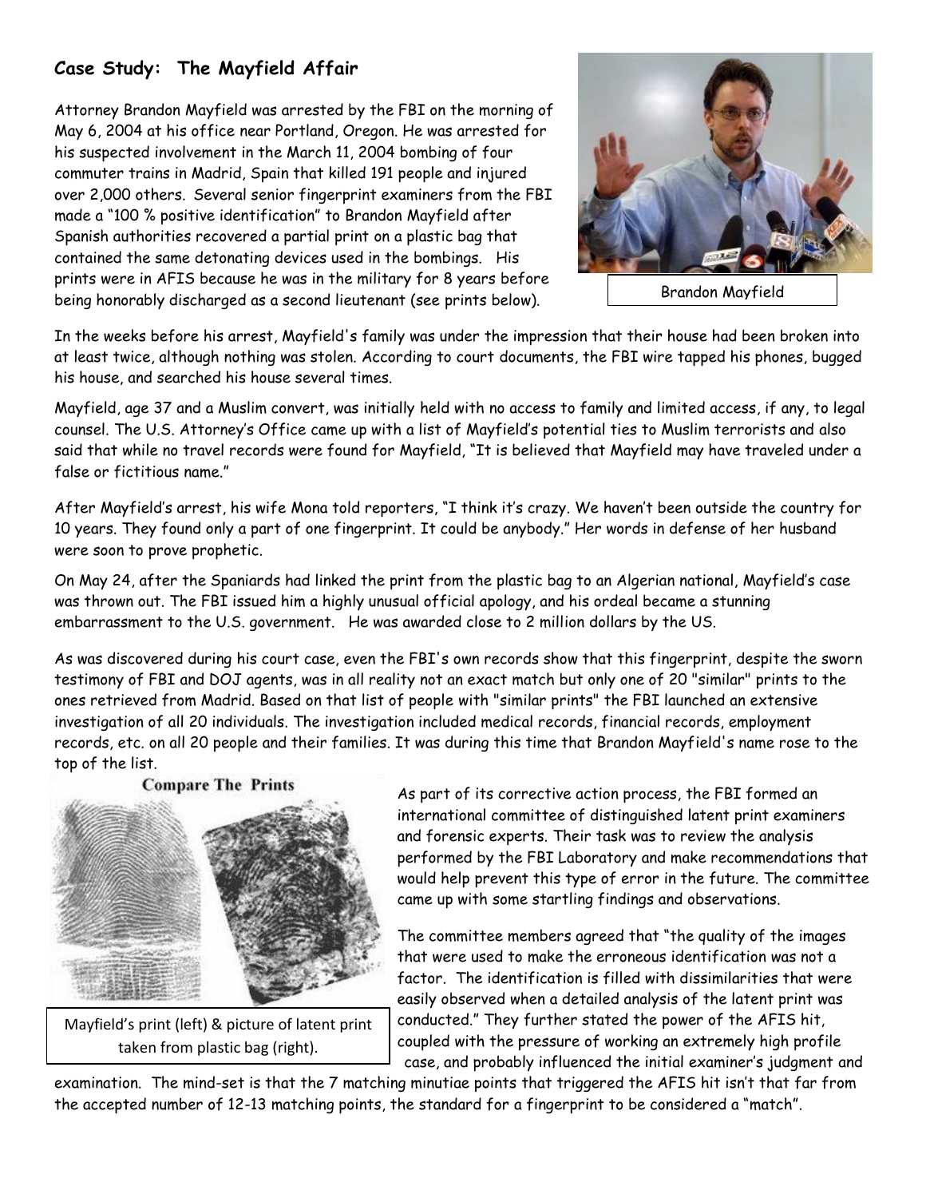## Case Study: The Mayfield Affair

Attorney Brandon Mayfield was arrested by the FBI on the morning of May 6, 2004 at his office near Portland, Oregon. He was arrested for his suspected involvement in the March 11, 2004 bombing of four commuter trains in Madrid, Spain that killed 191 people and injured over 2,000 others. Several senior fingerprint examiners from the FBI made a "100 % positive identification" to Brandon Mayfield after Spanish authorities recovered a partial print on a plastic bag that contained the same detonating devices used in the bombings. His prints were in AFIS because he was in the military for 8 years before being honorably discharged as a second lieutenant (see prints below).

Brandon Mayfield

In the weeks before his arrest, Mayfield's family was under the impression that their house had been broken into at least twice, although nothing was stolen. According to court documents, the FBI wire tapped his phones, bugged his house, and searched his house several times.

Mayfield, age 37 and a Muslim convert, was initially held with no access to family and limited access, if any, to legal counsel. The U.S. Attorney's Office came up with a list of Mayfield's potential ties to Muslim terrorists and also said that while no travel records were found for Mayfield, "It is believed that Mayfield may have traveled under a false or fictitious name."

After Mayfield's arrest, his wife Mona told reporters, "I think it's crazy. We haven't been outside the country for 10 years. They found only a part of one fingerprint. It could be anybody." Her words in defense of her husband were soon to prove prophetic.

On May 24, after the Spaniards had linked the print from the plastic bag to an Algerian national, Mayfield's case was thrown out. The FBI issued him a highly unusual official apology, and his ordeal became a stunning embarrassment to the U.S. government. He was awarded close to 2 million dollars by the US.

As was discovered during his court case, even the FBI's own records show that this fingerprint, despite the sworn testimony of FBI and DOJ agents, was in all reality not an exact match but only one of 20 "similar" prints to the ones retrieved from Madrid. Based on that list of people with "similar prints" the FBI launched an extensive investigation of all 20 individuals. The investigation included medical records, financial records, employment records, etc. on all 20 people and their families. It was during this time that Brandon Mayfield's name rose to the top of the list.

**Compare The Prints**

Mayfield's print (left) & picture of latent print taken from plastic bag (right).

As part of its corrective action process, the FBI formed an international committee of distinguished latent print examiners and forensic experts. Their task was to review the analysis performed by the FBI Laboratory and make recommendations that would help prevent this type of error in the future. The committee came up with some startling findings and observations.

The committee members agreed that "the quality of the images that were used to make the erroneous identification was not a factor. The identification is filled with dissimilarities that were easily observed when a detailed analysis of the latent print was conducted." They further stated the power of the AFIS hit, coupled with the pressure of working an extremely high profile case, and probably influenced the initial examiner's judgment and examination. The mind-set is that the 7 matching minutiae points that triggered the AFIS hit isn't that far from the accepted number of 12-13 matching points, the standard for a fingerprint to be considered a "match".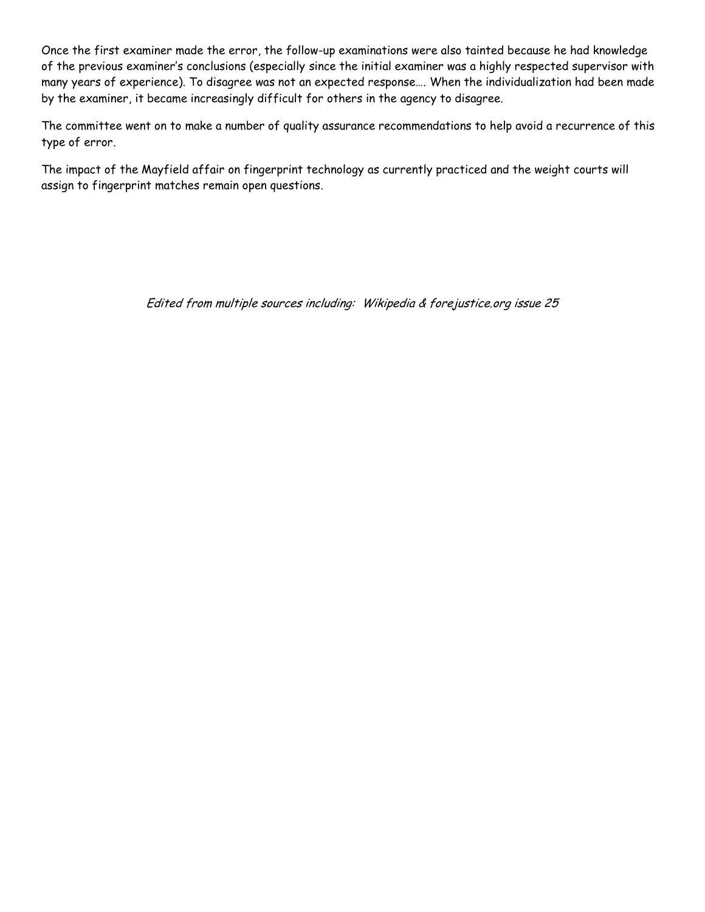Once the first examiner made the error, the follow-up examinations were also tainted because he had knowledge of the previous examiner's conclusions (especially since the initial examiner was a highly respected supervisor with many years of experience). To disagree was not an expected response…. When the individualization had been made by the examiner, it became increasingly difficult for others in the agency to disagree.

The committee went on to make a number of quality assurance recommendations to help avoid a recurrence of this type of error.

The impact of the Mayfield affair on fingerprint technology as currently practiced and the weight courts will assign to fingerprint matches remain open questions.

*Edited from multiple sources including: Wikipedia & forejustice.org issue 25*